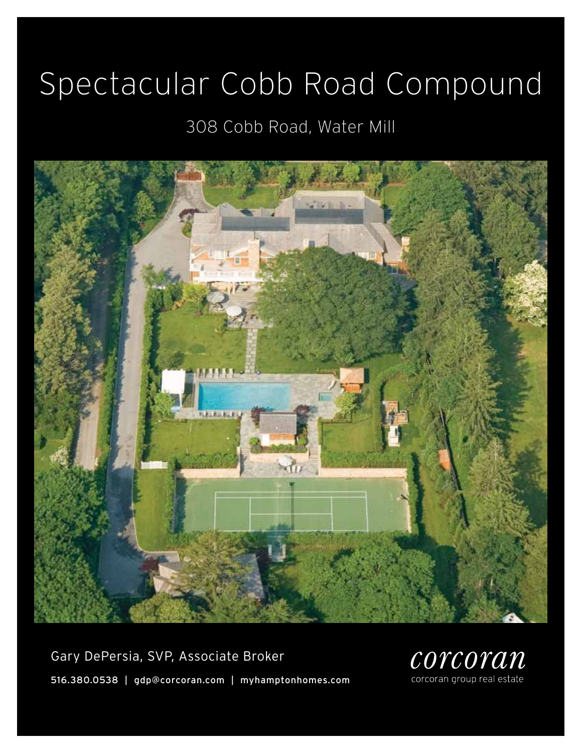# Spectacular Cobb Road Compound

## 308 Cobb Road, Water Mill

Gary DePersia, SVP, Associate Broker

**516.380.0538 | gdp@corcoran.com | myhamptonhomes.com**

*corcoran*
corcoran group real estate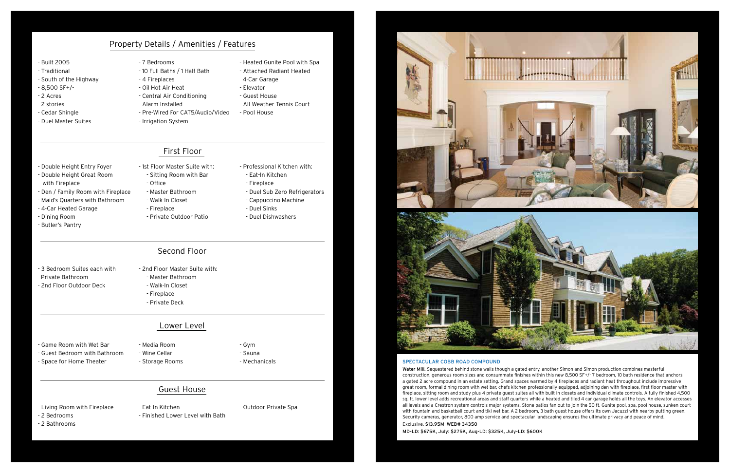## Property Details / Amenities / Features

- Built 2005
- Traditional
- South of the Highway
- 8,500 SF+/-
- 2 Acres
- 2 stories
- Cedar Shingle
- Duel Master Suites
- 7 Bedrooms
- 10 Full Baths / 1 Half Bath
- 4 Fireplaces
- Oil Hot Air Heat
- Central Air Conditioning
- Alarm Installed
- Pre-Wired For CAT5/Audio/Video
- Irrigation System
- Heated Gunite Pool with Spa
- Attached Radiant Heated 4-Car Garage
- Elevator
- Guest House
- All-Weather Tennis Court
- Pool House

## First Floor

- Double Height Entry Foyer
- Double Height Great Room with Fireplace
- Den / Family Room with Fireplace
- Maid's Quarters with Bathroom
- 4-Car Heated Garage
- Dining Room
- Butler's Pantry
- 1st Floor Master Suite with:
  - Sitting Room with Bar
  - Office
  - Master Bathroom
  - Walk-In Closet
  - Fireplace
  - Private Outdoor Patio
- Professional Kitchen with:
  - Eat-In Kitchen
  - Fireplace
  - Duel Sub Zero Refrigerators
  - Cappuccino Machine
  - Duel Sinks
  - Duel Dishwashers

## Second Floor

- 3 Bedroom Suites each with Private Bathroom
- 2nd Floor Outdoor Deck
- 2nd Floor Master Suite with:
  - Master Bathroom
  - Walk-In Closet
  - Fireplace
  - Private Deck

## Lower Level

- Game Room with Wet Bar
- Guest Bedroom with Bathroom
- Space for Home Theater
- Media Room
- Wine Cellar
- Storage Rooms
- Gym
- Sauna
- Mechanicals

## Guest House

- Living Room with Fireplace
- 2 Bedrooms
- 2 Bathrooms
- Eat-In Kitchen
- Finished Lower Level with Bath
- Outdoor Private Spa

### SPECTACULAR COBB ROAD COMPOUND

**Water Mill.** Sequestered behind stone walls though a gated entry, another Simon and Simon production combines masterful construction, generous room sizes and consummate finishes within this new 8,500 SF+/- 7 bedroom, 10 bath residence that anchors a gated 2 acre compound in an estate setting. Grand spaces warmed by 4 fireplaces and radiant heat throughout include impressive great room, formal dining room with wet bar, chefs kitchen professionally equipped, adjoining den with fireplace, first floor master with fireplace, sitting room and study plus 4 private guest suites all with built in closets and individual climate controls. A fully finished 4,500 sq. ft. lower level adds recreational areas and staff quarters while a heated and tiled 4 car garage holds all the toys. An elevator accesses all levels and a Crestron system controls major systems. Stone patios fan out to join the 50 ft. Gunite pool, spa, pool house, sunken court with fountain and basketball court and tiki wet bar. A 2 bedroom, 3 bath guest house offers its own Jacuzzi with nearby putting green. Security cameras, generator, 800 amp service and spectacular landscaping ensures the ultimate privacy and peace of mind.

Exclusive. **$13.95M WEB# 34350**

**MD-LD: $675K, July: $275K, Aug-LD: $325K, July-LD: $600K**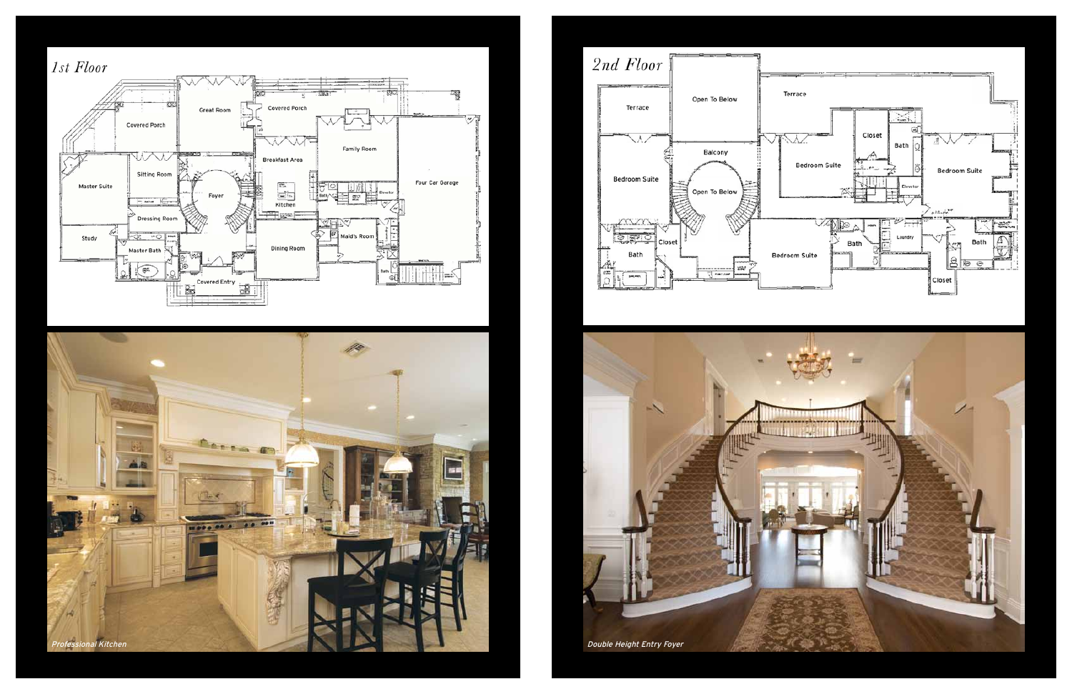*1st Floor*

*2nd Floor*

*Professional Kitchen*

*Double Height Entry Foyer*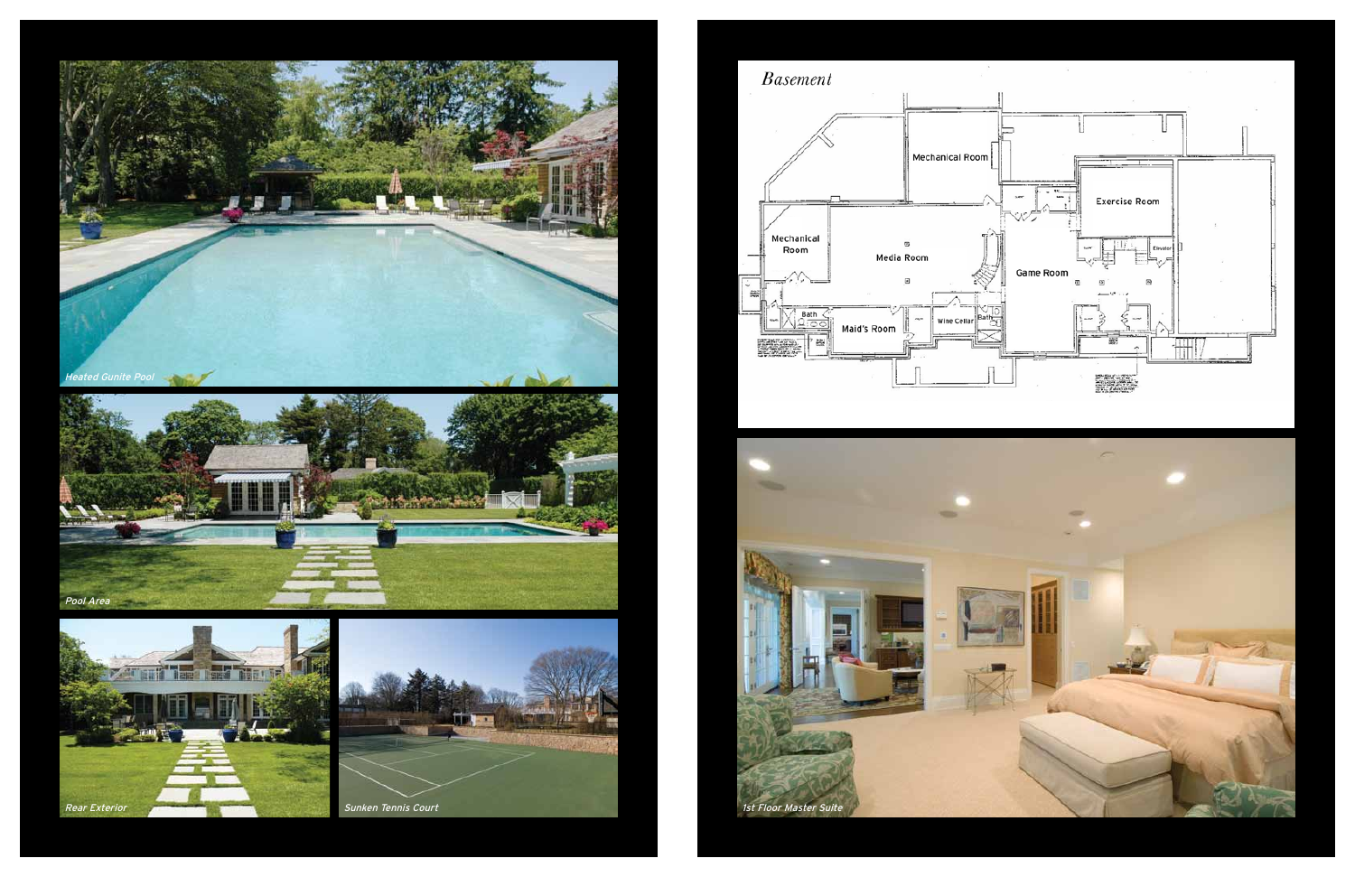Heated Gunite Pool

Pool Area

Rear Exterior

Sunken Tennis Court

*Basement*

Mechanical Room

Exercise Room

Mechanical Room

Media Room

Game Room

Elevator

Bath

Maid's Room

Wine Cellar

Bath

1st Floor Master Suite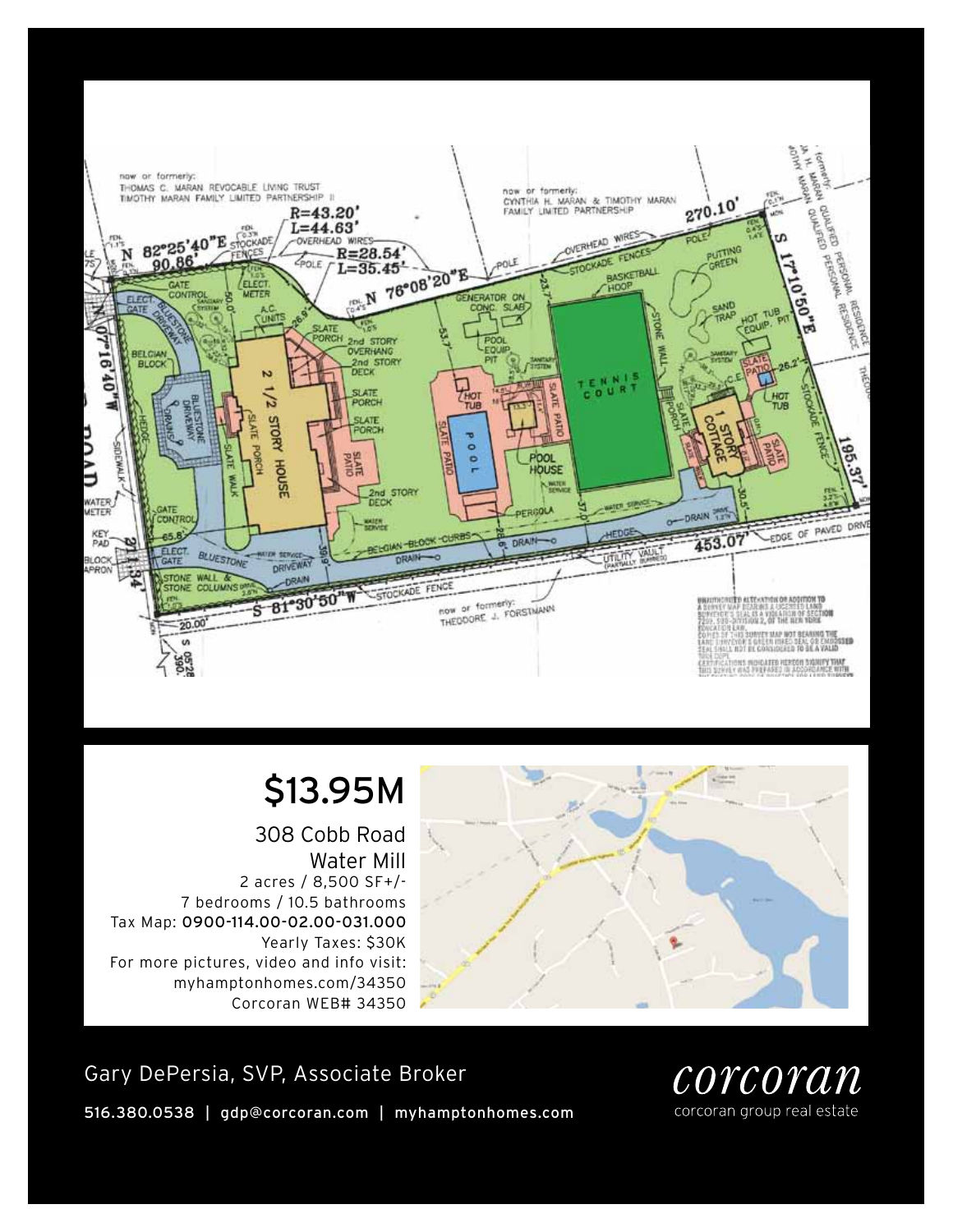$13.95M

308 Cobb Road
Water Mill

2 acres / 8,500 SF+/-
7 bedrooms / 10.5 bathrooms
Tax Map: **0900-114.00-02.00-031.000**
Yearly Taxes: $30K
For more pictures, video and info visit:
myhamptonhomes.com/34350
Corcoran WEB# 34350

Gary DePersia, SVP, Associate Broker

**516.380.0538 | gdp@corcoran.com | myhamptonhomes.com**

corcoran
corcoran group real estate